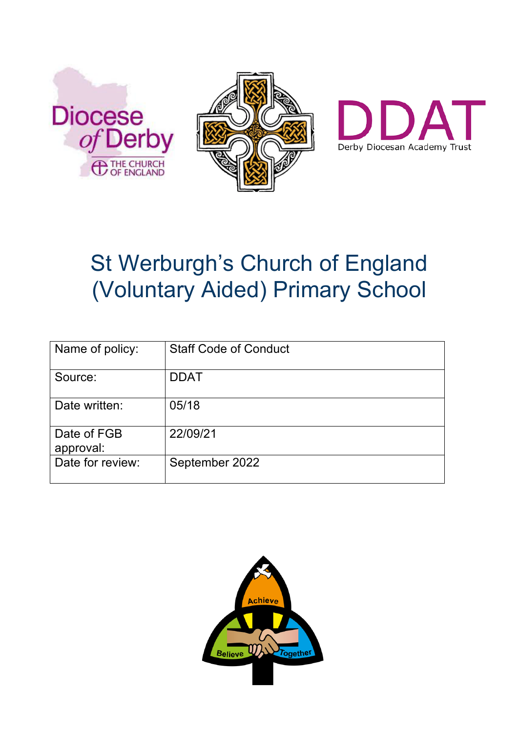# St Werburgh's Church of England (Voluntary Aided) Primary School

| Name of policy: | Staff Code of Conduct |
|---|---|
| Source: | DDAT |
| Date written: | 05/18 |
| Date of FGB approval: | 22/09/21 |
| Date for review: | September 2022 |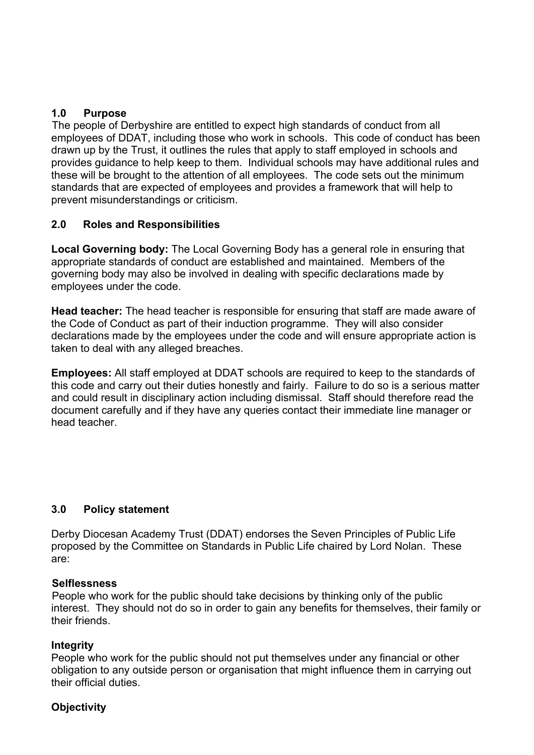## 1.0 Purpose

The people of Derbyshire are entitled to expect high standards of conduct from all employees of DDAT, including those who work in schools. This code of conduct has been drawn up by the Trust, it outlines the rules that apply to staff employed in schools and provides guidance to help keep to them. Individual schools may have additional rules and these will be brought to the attention of all employees. The code sets out the minimum standards that are expected of employees and provides a framework that will help to prevent misunderstandings or criticism.

## 2.0 Roles and Responsibilities

**Local Governing body:** The Local Governing Body has a general role in ensuring that appropriate standards of conduct are established and maintained. Members of the governing body may also be involved in dealing with specific declarations made by employees under the code.

**Head teacher:** The head teacher is responsible for ensuring that staff are made aware of the Code of Conduct as part of their induction programme. They will also consider declarations made by the employees under the code and will ensure appropriate action is taken to deal with any alleged breaches.

**Employees:** All staff employed at DDAT schools are required to keep to the standards of this code and carry out their duties honestly and fairly. Failure to do so is a serious matter and could result in disciplinary action including dismissal. Staff should therefore read the document carefully and if they have any queries contact their immediate line manager or head teacher.

## 3.0 Policy statement

Derby Diocesan Academy Trust (DDAT) endorses the Seven Principles of Public Life proposed by the Committee on Standards in Public Life chaired by Lord Nolan. These are:

**Selflessness**

People who work for the public should take decisions by thinking only of the public interest. They should not do so in order to gain any benefits for themselves, their family or their friends.

**Integrity**

People who work for the public should not put themselves under any financial or other obligation to any outside person or organisation that might influence them in carrying out their official duties.

**Objectivity**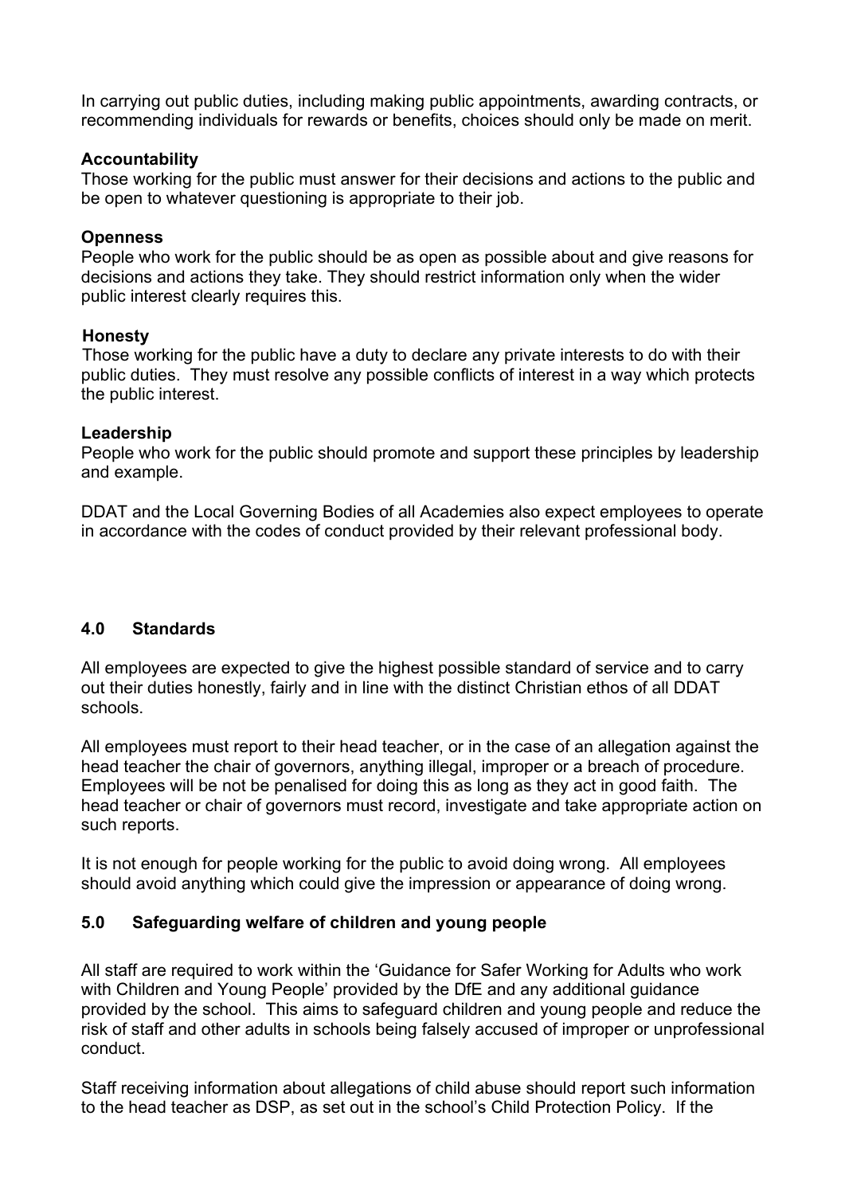In carrying out public duties, including making public appointments, awarding contracts, or recommending individuals for rewards or benefits, choices should only be made on merit.

**Accountability**
Those working for the public must answer for their decisions and actions to the public and be open to whatever questioning is appropriate to their job.

**Openness**
People who work for the public should be as open as possible about and give reasons for decisions and actions they take. They should restrict information only when the wider public interest clearly requires this.

**Honesty**
Those working for the public have a duty to declare any private interests to do with their public duties. They must resolve any possible conflicts of interest in a way which protects the public interest.

**Leadership**
People who work for the public should promote and support these principles by leadership and example.

DDAT and the Local Governing Bodies of all Academies also expect employees to operate in accordance with the codes of conduct provided by their relevant professional body.

## 4.0 Standards

All employees are expected to give the highest possible standard of service and to carry out their duties honestly, fairly and in line with the distinct Christian ethos of all DDAT schools.

All employees must report to their head teacher, or in the case of an allegation against the head teacher the chair of governors, anything illegal, improper or a breach of procedure. Employees will be not be penalised for doing this as long as they act in good faith. The head teacher or chair of governors must record, investigate and take appropriate action on such reports.

It is not enough for people working for the public to avoid doing wrong. All employees should avoid anything which could give the impression or appearance of doing wrong.

## 5.0 Safeguarding welfare of children and young people

All staff are required to work within the 'Guidance for Safer Working for Adults who work with Children and Young People' provided by the DfE and any additional guidance provided by the school. This aims to safeguard children and young people and reduce the risk of staff and other adults in schools being falsely accused of improper or unprofessional conduct.

Staff receiving information about allegations of child abuse should report such information to the head teacher as DSP, as set out in the school's Child Protection Policy. If the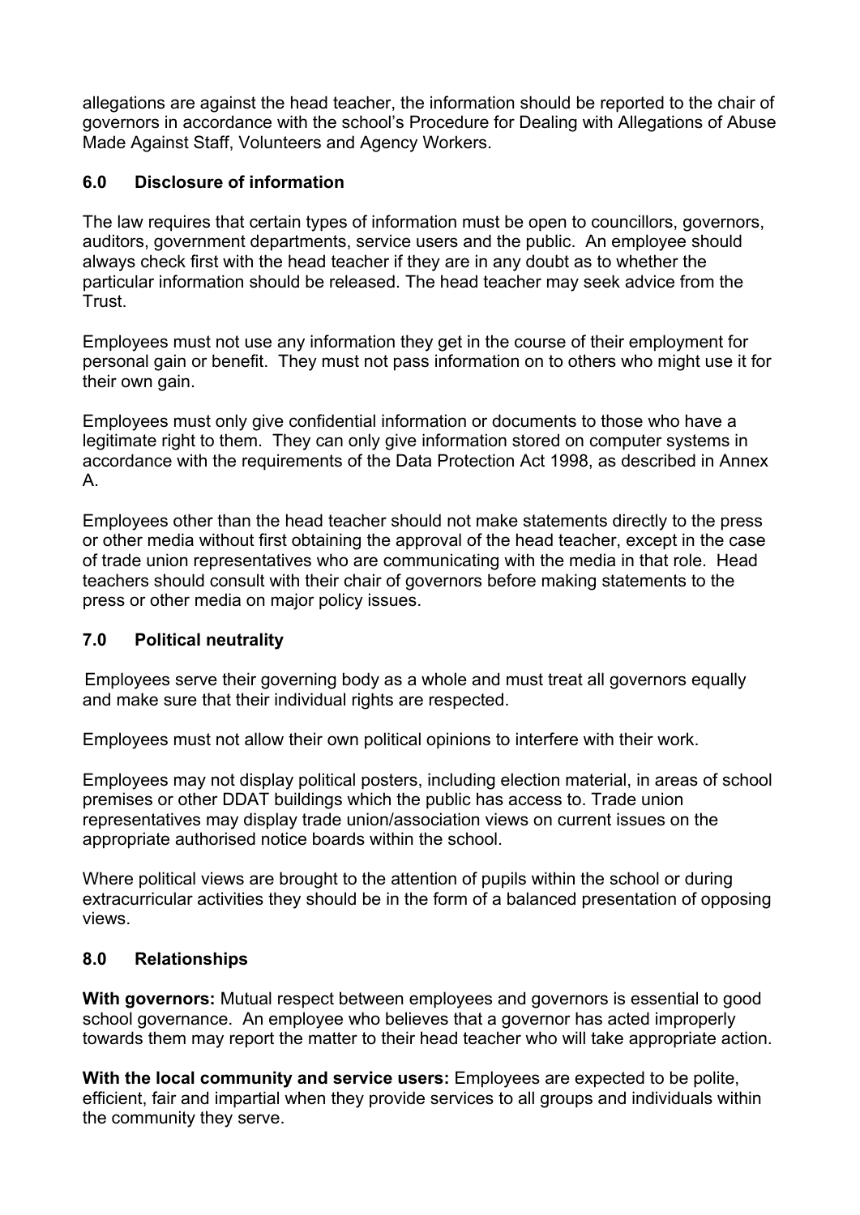allegations are against the head teacher, the information should be reported to the chair of governors in accordance with the school's Procedure for Dealing with Allegations of Abuse Made Against Staff, Volunteers and Agency Workers.

## 6.0 Disclosure of information

The law requires that certain types of information must be open to councillors, governors, auditors, government departments, service users and the public. An employee should always check first with the head teacher if they are in any doubt as to whether the particular information should be released. The head teacher may seek advice from the Trust.

Employees must not use any information they get in the course of their employment for personal gain or benefit. They must not pass information on to others who might use it for their own gain.

Employees must only give confidential information or documents to those who have a legitimate right to them. They can only give information stored on computer systems in accordance with the requirements of the Data Protection Act 1998, as described in Annex A.

Employees other than the head teacher should not make statements directly to the press or other media without first obtaining the approval of the head teacher, except in the case of trade union representatives who are communicating with the media in that role. Head teachers should consult with their chair of governors before making statements to the press or other media on major policy issues.

## 7.0 Political neutrality

Employees serve their governing body as a whole and must treat all governors equally and make sure that their individual rights are respected.

Employees must not allow their own political opinions to interfere with their work.

Employees may not display political posters, including election material, in areas of school premises or other DDAT buildings which the public has access to. Trade union representatives may display trade union/association views on current issues on the appropriate authorised notice boards within the school.

Where political views are brought to the attention of pupils within the school or during extracurricular activities they should be in the form of a balanced presentation of opposing views.

## 8.0 Relationships

**With governors:** Mutual respect between employees and governors is essential to good school governance. An employee who believes that a governor has acted improperly towards them may report the matter to their head teacher who will take appropriate action.

**With the local community and service users:** Employees are expected to be polite, efficient, fair and impartial when they provide services to all groups and individuals within the community they serve.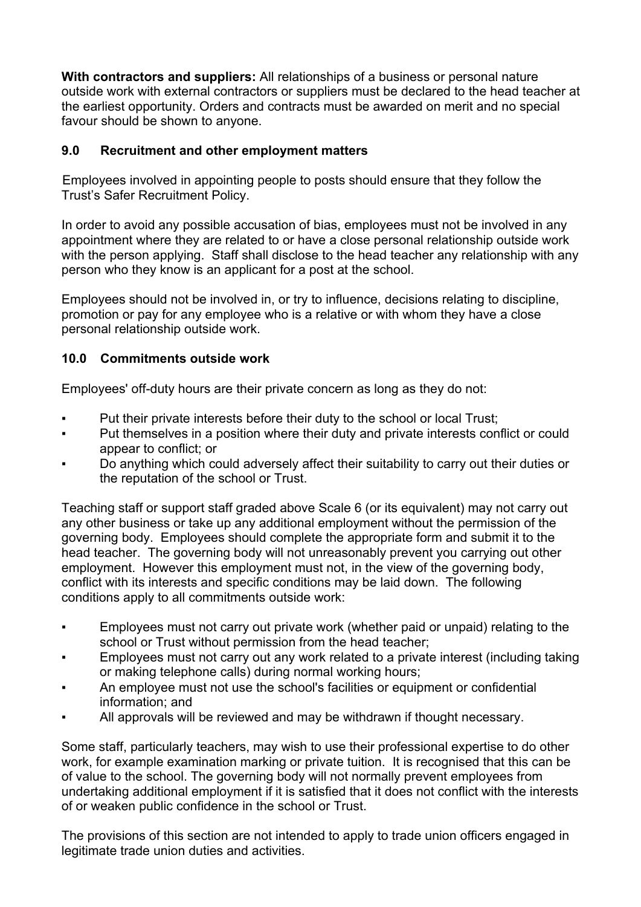**With contractors and suppliers:** All relationships of a business or personal nature outside work with external contractors or suppliers must be declared to the head teacher at the earliest opportunity. Orders and contracts must be awarded on merit and no special favour should be shown to anyone.

## 9.0 Recruitment and other employment matters

Employees involved in appointing people to posts should ensure that they follow the Trust's Safer Recruitment Policy.

In order to avoid any possible accusation of bias, employees must not be involved in any appointment where they are related to or have a close personal relationship outside work with the person applying. Staff shall disclose to the head teacher any relationship with any person who they know is an applicant for a post at the school.

Employees should not be involved in, or try to influence, decisions relating to discipline, promotion or pay for any employee who is a relative or with whom they have a close personal relationship outside work.

## 10.0 Commitments outside work

Employees' off-duty hours are their private concern as long as they do not:

- Put their private interests before their duty to the school or local Trust;
- Put themselves in a position where their duty and private interests conflict or could appear to conflict; or
- Do anything which could adversely affect their suitability to carry out their duties or the reputation of the school or Trust.

Teaching staff or support staff graded above Scale 6 (or its equivalent) may not carry out any other business or take up any additional employment without the permission of the governing body. Employees should complete the appropriate form and submit it to the head teacher. The governing body will not unreasonably prevent you carrying out other employment. However this employment must not, in the view of the governing body, conflict with its interests and specific conditions may be laid down. The following conditions apply to all commitments outside work:

- Employees must not carry out private work (whether paid or unpaid) relating to the school or Trust without permission from the head teacher;
- Employees must not carry out any work related to a private interest (including taking or making telephone calls) during normal working hours;
- An employee must not use the school's facilities or equipment or confidential information; and
- All approvals will be reviewed and may be withdrawn if thought necessary.

Some staff, particularly teachers, may wish to use their professional expertise to do other work, for example examination marking or private tuition. It is recognised that this can be of value to the school. The governing body will not normally prevent employees from undertaking additional employment if it is satisfied that it does not conflict with the interests of or weaken public confidence in the school or Trust.

The provisions of this section are not intended to apply to trade union officers engaged in legitimate trade union duties and activities.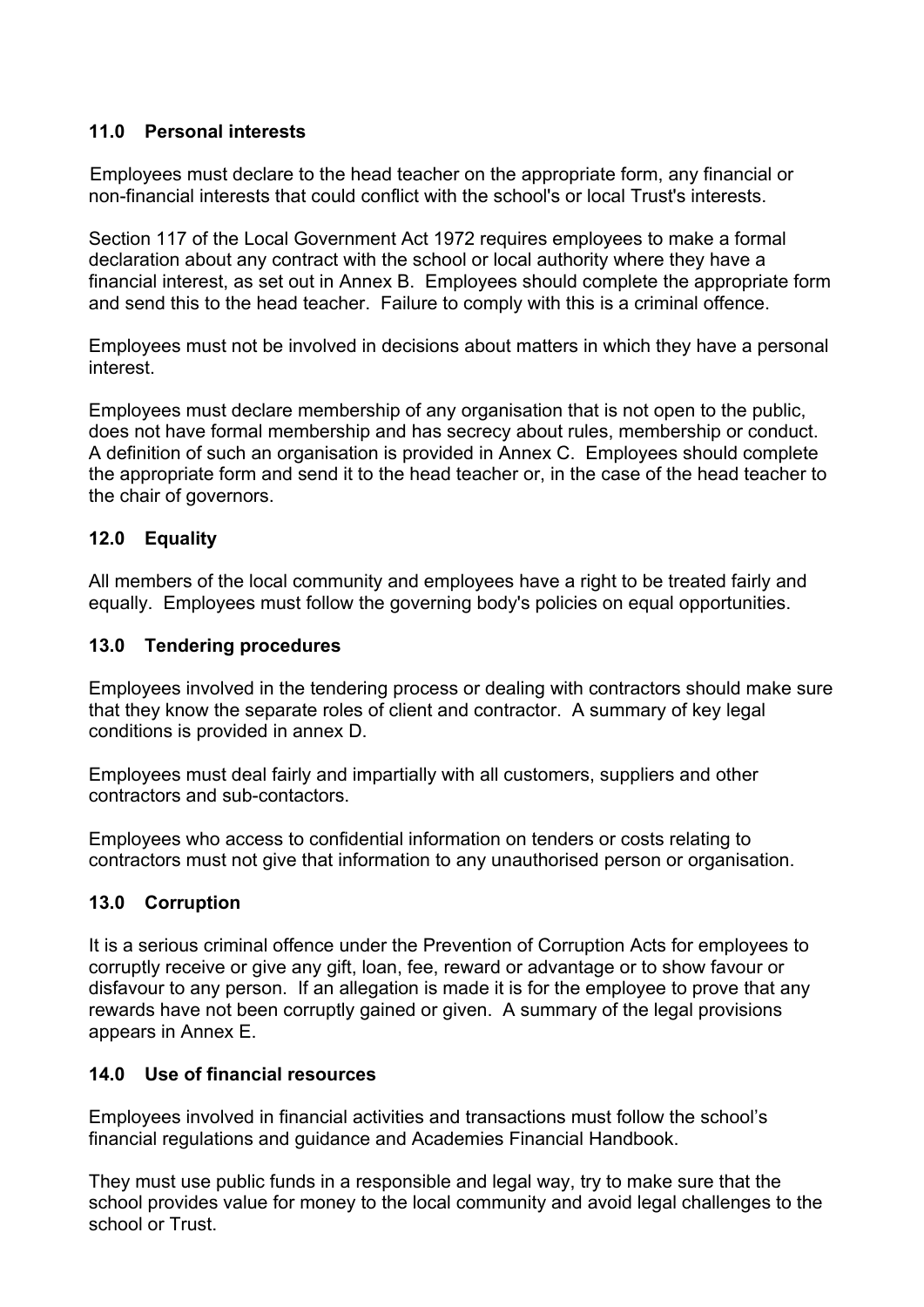## 11.0 Personal interests

Employees must declare to the head teacher on the appropriate form, any financial or non-financial interests that could conflict with the school's or local Trust's interests.

Section 117 of the Local Government Act 1972 requires employees to make a formal declaration about any contract with the school or local authority where they have a financial interest, as set out in Annex B. Employees should complete the appropriate form and send this to the head teacher. Failure to comply with this is a criminal offence.

Employees must not be involved in decisions about matters in which they have a personal interest.

Employees must declare membership of any organisation that is not open to the public, does not have formal membership and has secrecy about rules, membership or conduct. A definition of such an organisation is provided in Annex C. Employees should complete the appropriate form and send it to the head teacher or, in the case of the head teacher to the chair of governors.

## 12.0 Equality

All members of the local community and employees have a right to be treated fairly and equally. Employees must follow the governing body's policies on equal opportunities.

## 13.0 Tendering procedures

Employees involved in the tendering process or dealing with contractors should make sure that they know the separate roles of client and contractor. A summary of key legal conditions is provided in annex D.

Employees must deal fairly and impartially with all customers, suppliers and other contractors and sub-contactors.

Employees who access to confidential information on tenders or costs relating to contractors must not give that information to any unauthorised person or organisation.

## 13.0 Corruption

It is a serious criminal offence under the Prevention of Corruption Acts for employees to corruptly receive or give any gift, loan, fee, reward or advantage or to show favour or disfavour to any person. If an allegation is made it is for the employee to prove that any rewards have not been corruptly gained or given. A summary of the legal provisions appears in Annex E.

## 14.0 Use of financial resources

Employees involved in financial activities and transactions must follow the school's financial regulations and guidance and Academies Financial Handbook.

They must use public funds in a responsible and legal way, try to make sure that the school provides value for money to the local community and avoid legal challenges to the school or Trust.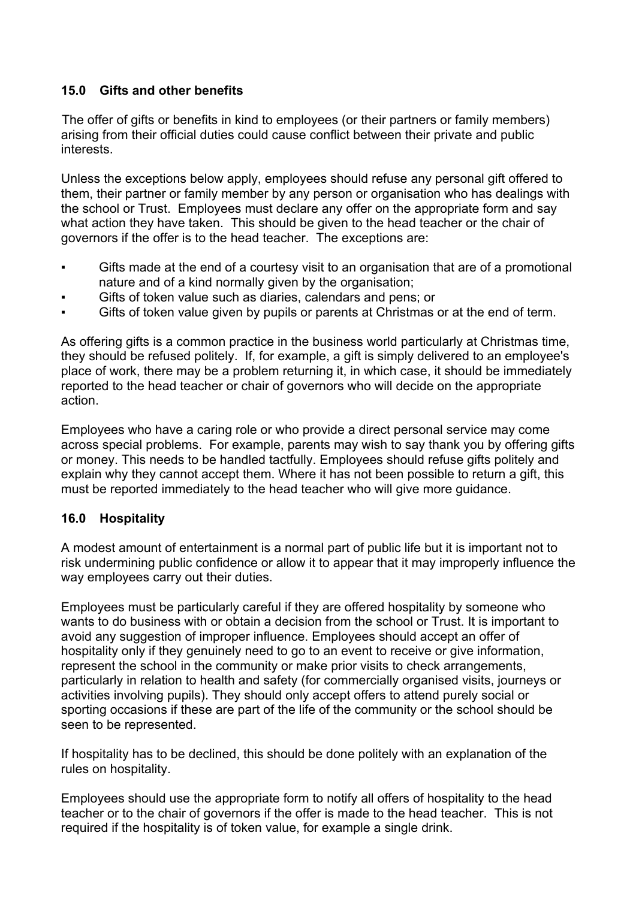## 15.0 Gifts and other benefits

The offer of gifts or benefits in kind to employees (or their partners or family members) arising from their official duties could cause conflict between their private and public interests.

Unless the exceptions below apply, employees should refuse any personal gift offered to them, their partner or family member by any person or organisation who has dealings with the school or Trust. Employees must declare any offer on the appropriate form and say what action they have taken. This should be given to the head teacher or the chair of governors if the offer is to the head teacher. The exceptions are:

- Gifts made at the end of a courtesy visit to an organisation that are of a promotional nature and of a kind normally given by the organisation;
- Gifts of token value such as diaries, calendars and pens; or
- Gifts of token value given by pupils or parents at Christmas or at the end of term.

As offering gifts is a common practice in the business world particularly at Christmas time, they should be refused politely. If, for example, a gift is simply delivered to an employee's place of work, there may be a problem returning it, in which case, it should be immediately reported to the head teacher or chair of governors who will decide on the appropriate action.

Employees who have a caring role or who provide a direct personal service may come across special problems. For example, parents may wish to say thank you by offering gifts or money. This needs to be handled tactfully. Employees should refuse gifts politely and explain why they cannot accept them. Where it has not been possible to return a gift, this must be reported immediately to the head teacher who will give more guidance.

## 16.0 Hospitality

A modest amount of entertainment is a normal part of public life but it is important not to risk undermining public confidence or allow it to appear that it may improperly influence the way employees carry out their duties.

Employees must be particularly careful if they are offered hospitality by someone who wants to do business with or obtain a decision from the school or Trust. It is important to avoid any suggestion of improper influence. Employees should accept an offer of hospitality only if they genuinely need to go to an event to receive or give information, represent the school in the community or make prior visits to check arrangements, particularly in relation to health and safety (for commercially organised visits, journeys or activities involving pupils). They should only accept offers to attend purely social or sporting occasions if these are part of the life of the community or the school should be seen to be represented.

If hospitality has to be declined, this should be done politely with an explanation of the rules on hospitality.

Employees should use the appropriate form to notify all offers of hospitality to the head teacher or to the chair of governors if the offer is made to the head teacher. This is not required if the hospitality is of token value, for example a single drink.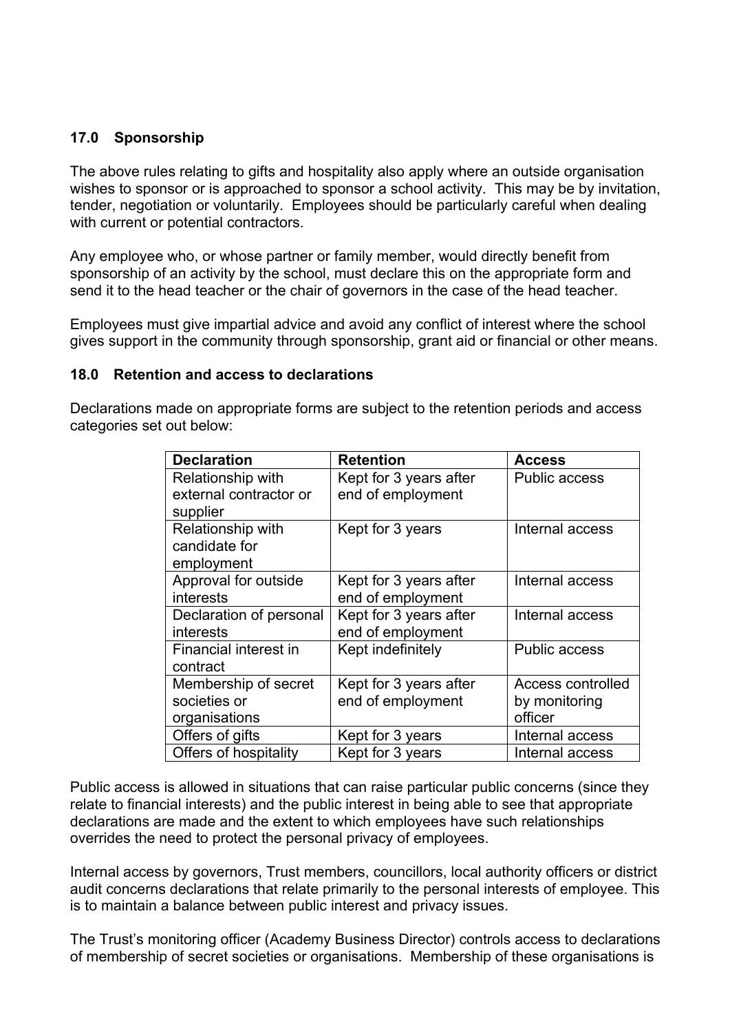## 17.0 Sponsorship

The above rules relating to gifts and hospitality also apply where an outside organisation wishes to sponsor or is approached to sponsor a school activity. This may be by invitation, tender, negotiation or voluntarily. Employees should be particularly careful when dealing with current or potential contractors.

Any employee who, or whose partner or family member, would directly benefit from sponsorship of an activity by the school, must declare this on the appropriate form and send it to the head teacher or the chair of governors in the case of the head teacher.

Employees must give impartial advice and avoid any conflict of interest where the school gives support in the community through sponsorship, grant aid or financial or other means.

## 18.0 Retention and access to declarations

Declarations made on appropriate forms are subject to the retention periods and access categories set out below:

| Declaration | Retention | Access |
|---|---|---|
| Relationship with external contractor or supplier | Kept for 3 years after end of employment | Public access |
| Relationship with candidate for employment | Kept for 3 years | Internal access |
| Approval for outside interests | Kept for 3 years after end of employment | Internal access |
| Declaration of personal interests | Kept for 3 years after end of employment | Internal access |
| Financial interest in contract | Kept indefinitely | Public access |
| Membership of secret societies or organisations | Kept for 3 years after end of employment | Access controlled by monitoring officer |
| Offers of gifts | Kept for 3 years | Internal access |
| Offers of hospitality | Kept for 3 years | Internal access |

Public access is allowed in situations that can raise particular public concerns (since they relate to financial interests) and the public interest in being able to see that appropriate declarations are made and the extent to which employees have such relationships overrides the need to protect the personal privacy of employees.

Internal access by governors, Trust members, councillors, local authority officers or district audit concerns declarations that relate primarily to the personal interests of employee. This is to maintain a balance between public interest and privacy issues.

The Trust's monitoring officer (Academy Business Director) controls access to declarations of membership of secret societies or organisations. Membership of these organisations is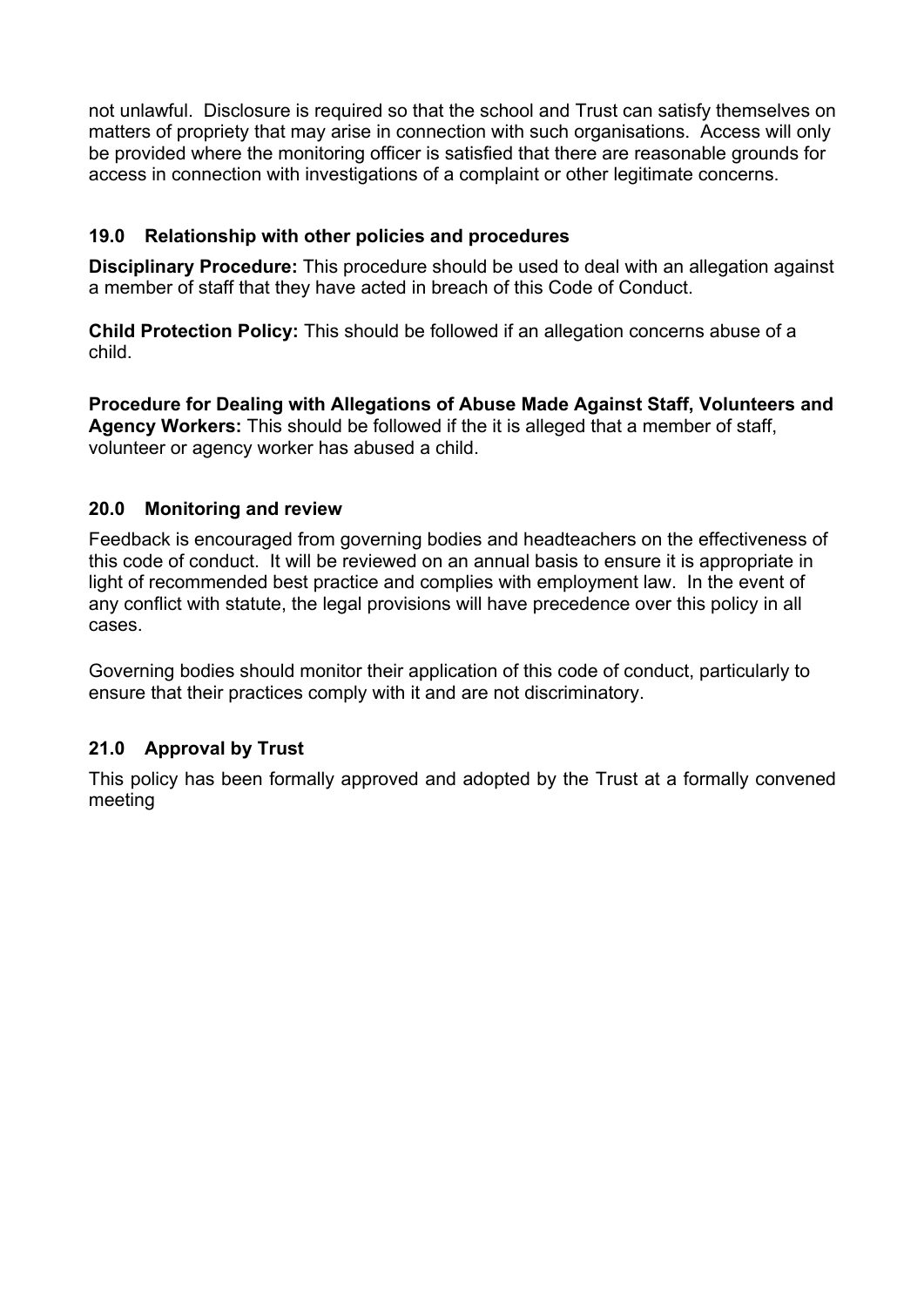not unlawful. Disclosure is required so that the school and Trust can satisfy themselves on matters of propriety that may arise in connection with such organisations. Access will only be provided where the monitoring officer is satisfied that there are reasonable grounds for access in connection with investigations of a complaint or other legitimate concerns.

### 19.0 Relationship with other policies and procedures

**Disciplinary Procedure:** This procedure should be used to deal with an allegation against a member of staff that they have acted in breach of this Code of Conduct.

**Child Protection Policy:** This should be followed if an allegation concerns abuse of a child.

**Procedure for Dealing with Allegations of Abuse Made Against Staff, Volunteers and Agency Workers:** This should be followed if the it is alleged that a member of staff, volunteer or agency worker has abused a child.

### 20.0 Monitoring and review

Feedback is encouraged from governing bodies and headteachers on the effectiveness of this code of conduct. It will be reviewed on an annual basis to ensure it is appropriate in light of recommended best practice and complies with employment law. In the event of any conflict with statute, the legal provisions will have precedence over this policy in all cases.

Governing bodies should monitor their application of this code of conduct, particularly to ensure that their practices comply with it and are not discriminatory.

### 21.0 Approval by Trust

This policy has been formally approved and adopted by the Trust at a formally convened meeting